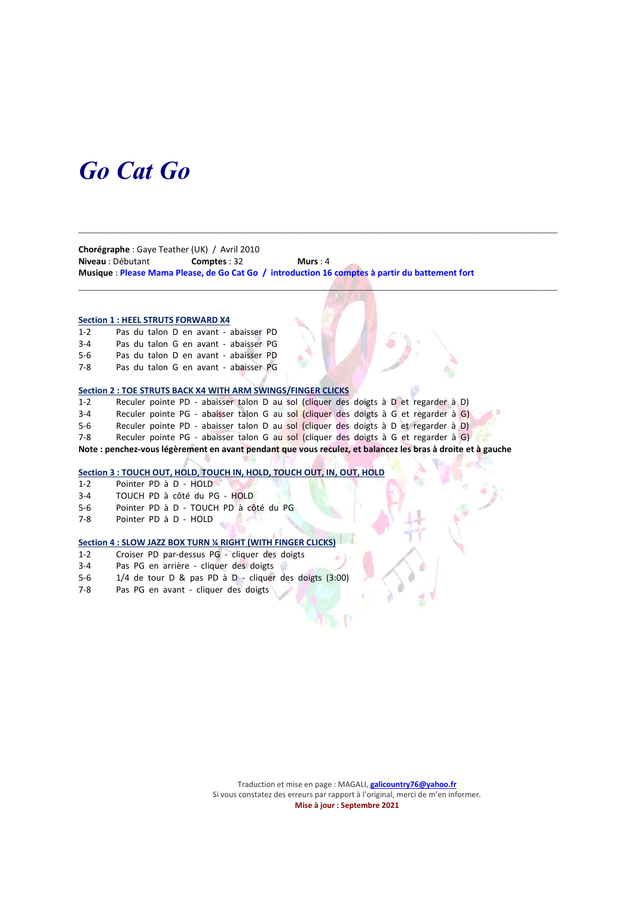# *Go Cat Go*

---

**Chorégraphe** : Gaye Teather (UK) / Avril 2010
**Niveau** : Débutant **Comptes** : 32 **Murs** : 4
**Musique** : **Please Mama Please, de Go Cat Go / introduction 16 comptes à partir du battement fort**

---

**Section 1 : HEEL STRUTS FORWARD X4**

1-2 Pas du talon D en avant - abaisser PD
3-4 Pas du talon G en avant - abaisser PG
5-6 Pas du talon D en avant - abaisser PD
7-8 Pas du talon G en avant - abaisser PG

**Section 2 : TOE STRUTS BACK X4 WITH ARM SWINGS/FINGER CLICKS**

1-2 Reculer pointe PD - abaisser talon D au sol (cliquer des doigts à D et regarder à D)
3-4 Reculer pointe PG - abaisser talon G au sol (cliquer des doigts à G et regarder à G)
5-6 Reculer pointe PD - abaisser talon D au sol (cliquer des doigts à D et regarder à D)
7-8 Reculer pointe PG - abaisser talon G au sol (cliquer des doigts à G et regarder à G)
**Note : penchez-vous légèrement en avant pendant que vous reculez, et balancez les bras à droite et à gauche**

**Section 3 : TOUCH OUT, HOLD, TOUCH IN, HOLD, TOUCH OUT, IN, OUT, HOLD**

1-2 Pointer PD à D - HOLD
3-4 TOUCH PD à côté du PG - HOLD
5-6 Pointer PD à D - TOUCH PD à côté du PG
7-8 Pointer PD à D - HOLD

**Section 4 : SLOW JAZZ BOX TURN ¼ RIGHT (WITH FINGER CLICKS)**

1-2 Croiser PD par-dessus PG - cliquer des doigts
3-4 Pas PG en arrière - cliquer des doigts
5-6 1/4 de tour D & pas PD à D - cliquer des doigts (3:00)
7-8 Pas PG en avant - cliquer des doigts

Traduction et mise en page : MAGALI, galicountry76@yahoo.fr
Si vous constatez des erreurs par rapport à l'original, merci de m'en informer.
**Mise à jour : Septembre 2021**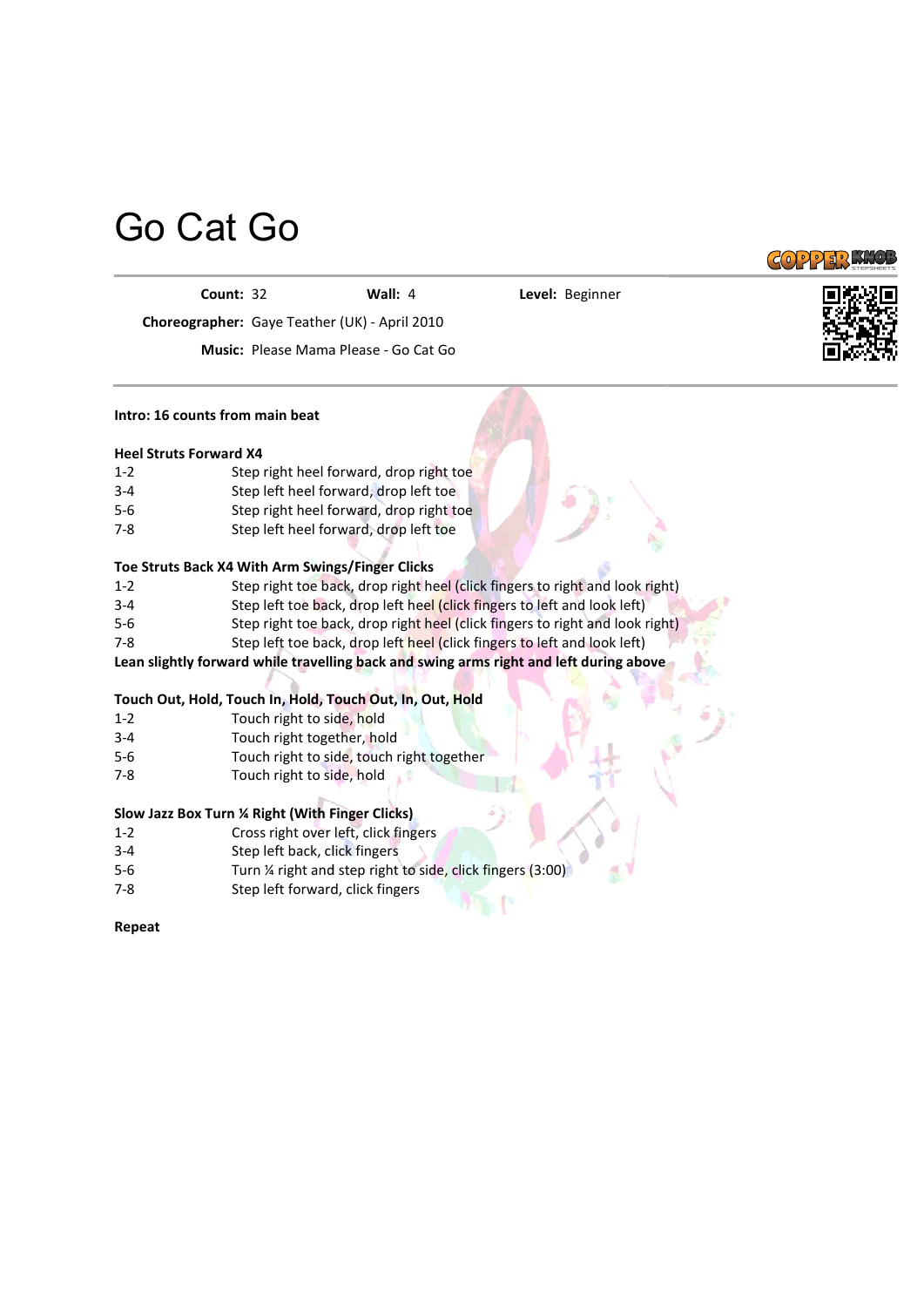# Go Cat Go

**Count:** 32 **Wall:** 4 **Level:** Beginner

**Choreographer:** Gaye Teather (UK) - April 2010

**Music:** Please Mama Please - Go Cat Go

**Intro: 16 counts from main beat**

**Heel Struts Forward X4**

| | |
|---|---|
| 1-2 | Step right heel forward, drop right toe |
| 3-4 | Step left heel forward, drop left toe |
| 5-6 | Step right heel forward, drop right toe |
| 7-8 | Step left heel forward, drop left toe |

**Toe Struts Back X4 With Arm Swings/Finger Clicks**

| | |
|---|---|
| 1-2 | Step right toe back, drop right heel (click fingers to right and look right) |
| 3-4 | Step left toe back, drop left heel (click fingers to left and look left) |
| 5-6 | Step right toe back, drop right heel (click fingers to right and look right) |
| 7-8 | Step left toe back, drop left heel (click fingers to left and look left) |

**Lean slightly forward while travelling back and swing arms right and left during above**

**Touch Out, Hold, Touch In, Hold, Touch Out, In, Out, Hold**

| | |
|---|---|
| 1-2 | Touch right to side, hold |
| 3-4 | Touch right together, hold |
| 5-6 | Touch right to side, touch right together |
| 7-8 | Touch right to side, hold |

**Slow Jazz Box Turn ¼ Right (With Finger Clicks)**

| | |
|---|---|
| 1-2 | Cross right over left, click fingers |
| 3-4 | Step left back, click fingers |
| 5-6 | Turn ¼ right and step right to side, click fingers (3:00) |
| 7-8 | Step left forward, click fingers |

**Repeat**